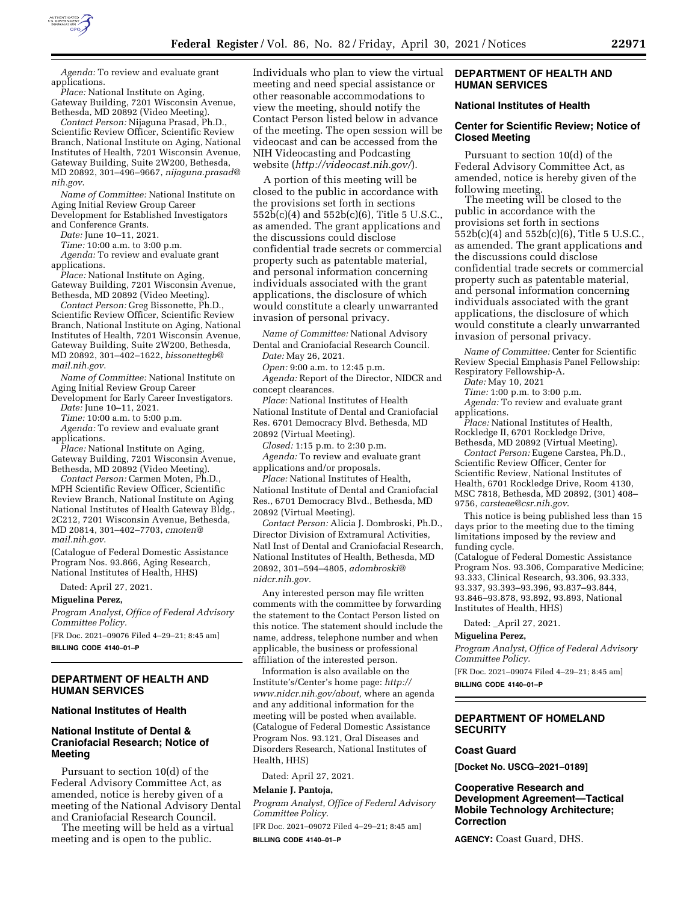*Agenda:* To review and evaluate grant applications.

*Place:* National Institute on Aging, Gateway Building, 7201 Wisconsin Avenue, Bethesda, MD 20892 (Video Meeting).

*Contact Person:* Nijaguna Prasad, Ph.D., Scientific Review Officer, Scientific Review Branch, National Institute on Aging, National Institutes of Health, 7201 Wisconsin Avenue, Gateway Building, Suite 2W200, Bethesda, MD 20892, 301–496–9667, *nijaguna.prasad@nih.gov.*

*Name of Committee:* National Institute on Aging Initial Review Group Career Development for Established Investigators and Conference Grants.

*Date:* June 10–11, 2021.

*Time:* 10:00 a.m. to 3:00 p.m.

*Agenda:* To review and evaluate grant applications.

*Place:* National Institute on Aging, Gateway Building, 7201 Wisconsin Avenue, Bethesda, MD 20892 (Video Meeting).

*Contact Person:* Greg Bissonette, Ph.D., Scientific Review Officer, Scientific Review Branch, National Institute on Aging, National Institutes of Health, 7201 Wisconsin Avenue, Gateway Building, Suite 2W200, Bethesda, MD 20892, 301–402–1622, *bissonettegb@mail.nih.gov.*

*Name of Committee:* National Institute on Aging Initial Review Group Career Development for Early Career Investigators.

*Date:* June 10–11, 2021.

*Time:* 10:00 a.m. to 5:00 p.m.

*Agenda:* To review and evaluate grant applications.

*Place:* National Institute on Aging, Gateway Building, 7201 Wisconsin Avenue, Bethesda, MD 20892 (Video Meeting).

*Contact Person:* Carmen Moten, Ph.D., MPH Scientific Review Officer, Scientific Review Branch, National Institute on Aging National Institutes of Health Gateway Bldg., 2C212, 7201 Wisconsin Avenue, Bethesda, MD 20814, 301–402–7703, *cmoten@mail.nih.gov.*

(Catalogue of Federal Domestic Assistance Program Nos. 93.866, Aging Research, National Institutes of Health, HHS)

Dated: April 27, 2021.

**Miguelina Perez,**

*Program Analyst, Office of Federal Advisory Committee Policy.*

[FR Doc. 2021–09076 Filed 4–29–21; 8:45 am]

**BILLING CODE 4140–01–P**

## DEPARTMENT OF HEALTH AND HUMAN SERVICES

### National Institutes of Health

### National Institute of Dental & Craniofacial Research; Notice of Meeting

Pursuant to section 10(d) of the Federal Advisory Committee Act, as amended, notice is hereby given of a meeting of the National Advisory Dental and Craniofacial Research Council.

The meeting will be held as a virtual meeting and is open to the public. Individuals who plan to view the virtual meeting and need special assistance or other reasonable accommodations to view the meeting, should notify the Contact Person listed below in advance of the meeting. The open session will be videocast and can be accessed from the NIH Videocasting and Podcasting website (*http://videocast.nih.gov/*).

A portion of this meeting will be closed to the public in accordance with the provisions set forth in sections 552b(c)(4) and 552b(c)(6), Title 5 U.S.C., as amended. The grant applications and the discussions could disclose confidential trade secrets or commercial property such as patentable material, and personal information concerning individuals associated with the grant applications, the disclosure of which would constitute a clearly unwarranted invasion of personal privacy.

*Name of Committee:* National Advisory Dental and Craniofacial Research Council.

*Date:* May 26, 2021.

*Open:* 9:00 a.m. to 12:45 p.m.

*Agenda:* Report of the Director, NIDCR and concept clearances.

*Place:* National Institutes of Health National Institute of Dental and Craniofacial Res. 6701 Democracy Blvd. Bethesda, MD 20892 (Virtual Meeting).

*Closed:* 1:15 p.m. to 2:30 p.m.

*Agenda:* To review and evaluate grant applications and/or proposals.

*Place:* National Institutes of Health, National Institute of Dental and Craniofacial Res., 6701 Democracy Blvd., Bethesda, MD 20892 (Virtual Meeting).

*Contact Person:* Alicia J. Dombroski, Ph.D., Director Division of Extramural Activities, Natl Inst of Dental and Craniofacial Research, National Institutes of Health, Bethesda, MD 20892, 301–594–4805, *adombroski@nidcr.nih.gov.*

Any interested person may file written comments with the committee by forwarding the statement to the Contact Person listed on this notice. The statement should include the name, address, telephone number and when applicable, the business or professional affiliation of the interested person.

Information is also available on the Institute's/Center's home page: *http://www.nidcr.nih.gov/about,* where an agenda and any additional information for the meeting will be posted when available.

(Catalogue of Federal Domestic Assistance Program Nos. 93.121, Oral Diseases and Disorders Research, National Institutes of Health, HHS)

Dated: April 27, 2021.

**Melanie J. Pantoja,**

*Program Analyst, Office of Federal Advisory Committee Policy.*

[FR Doc. 2021–09072 Filed 4–29–21; 8:45 am]

**BILLING CODE 4140–01–P**

## DEPARTMENT OF HEALTH AND HUMAN SERVICES

### National Institutes of Health

### Center for Scientific Review; Notice of Closed Meeting

Pursuant to section 10(d) of the Federal Advisory Committee Act, as amended, notice is hereby given of the following meeting.

The meeting will be closed to the public in accordance with the provisions set forth in sections 552b(c)(4) and 552b(c)(6), Title 5 U.S.C., as amended. The grant applications and the discussions could disclose confidential trade secrets or commercial property such as patentable material, and personal information concerning individuals associated with the grant applications, the disclosure of which would constitute a clearly unwarranted invasion of personal privacy.

*Name of Committee:* Center for Scientific Review Special Emphasis Panel Fellowship: Respiratory Fellowship-A.

*Date:* May 10, 2021

*Time:* 1:00 p.m. to 3:00 p.m.

*Agenda:* To review and evaluate grant applications.

*Place:* National Institutes of Health, Rockledge II, 6701 Rockledge Drive, Bethesda, MD 20892 (Virtual Meeting).

*Contact Person:* Eugene Carstea, Ph.D., Scientific Review Officer, Center for Scientific Review, National Institutes of Health, 6701 Rockledge Drive, Room 4130, MSC 7818, Bethesda, MD 20892, (301) 408–9756, *carsteae@csr.nih.gov.*

This notice is being published less than 15 days prior to the meeting due to the timing limitations imposed by the review and funding cycle.

(Catalogue of Federal Domestic Assistance Program Nos. 93.306, Comparative Medicine; 93.333, Clinical Research, 93.306, 93.333, 93.337, 93.393–93.396, 93.837–93.844, 93.846–93.878, 93.892, 93.893, National Institutes of Health, HHS)

Dated: _April 27, 2021.

**Miguelina Perez,**

*Program Analyst, Office of Federal Advisory Committee Policy.*

[FR Doc. 2021–09074 Filed 4–29–21; 8:45 am]

**BILLING CODE 4140–01–P**

## DEPARTMENT OF HOMELAND SECURITY

### Coast Guard

**[Docket No. USCG–2021–0189]**

### Cooperative Research and Development Agreement—Tactical Mobile Technology Architecture; Correction

**AGENCY:** Coast Guard, DHS.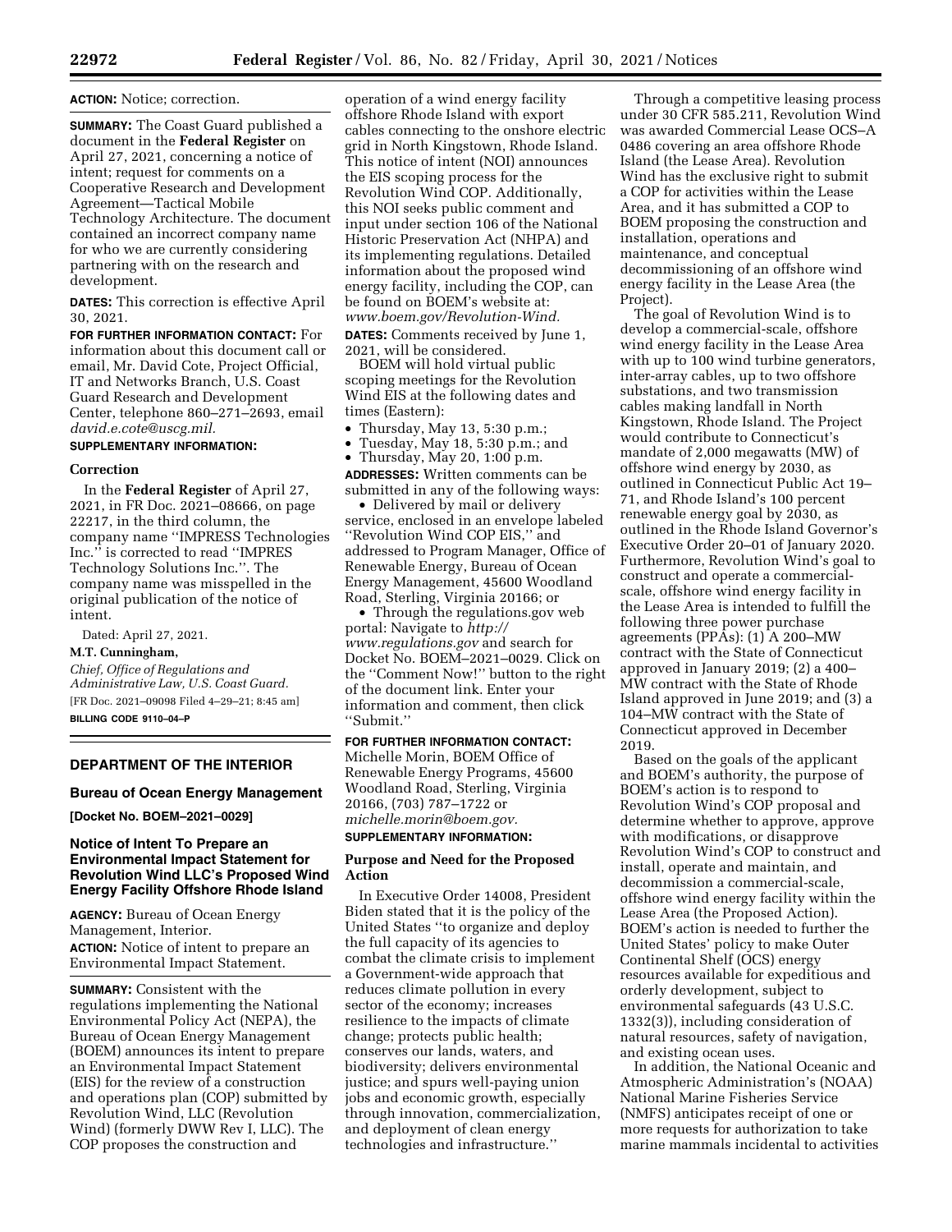**ACTION:** Notice; correction.

**SUMMARY:** The Coast Guard published a document in the **Federal Register** on April 27, 2021, concerning a notice of intent; request for comments on a Cooperative Research and Development Agreement—Tactical Mobile Technology Architecture. The document contained an incorrect company name for who we are currently considering partnering with on the research and development.

**DATES:** This correction is effective April 30, 2021.

**FOR FURTHER INFORMATION CONTACT:** For information about this document call or email, Mr. David Cote, Project Official, IT and Networks Branch, U.S. Coast Guard Research and Development Center, telephone 860–271–2693, email *david.e.cote@uscg.mil.*

**SUPPLEMENTARY INFORMATION:**

**Correction**

In the **Federal Register** of April 27, 2021, in FR Doc. 2021–08666, on page 22217, in the third column, the company name ''IMPRESS Technologies Inc.'' is corrected to read ''IMPRES Technology Solutions Inc.''. The company name was misspelled in the original publication of the notice of intent.

Dated: April 27, 2021.

**M.T. Cunningham,**

*Chief, Office of Regulations and Administrative Law, U.S. Coast Guard.*

[FR Doc. 2021–09098 Filed 4–29–21; 8:45 am]

**BILLING CODE 9110–04–P**

## DEPARTMENT OF THE INTERIOR

### Bureau of Ocean Energy Management

**[Docket No. BOEM–2021–0029]**

### Notice of Intent To Prepare an Environmental Impact Statement for Revolution Wind LLC's Proposed Wind Energy Facility Offshore Rhode Island

**AGENCY:** Bureau of Ocean Energy Management, Interior.

**ACTION:** Notice of intent to prepare an Environmental Impact Statement.

**SUMMARY:** Consistent with the regulations implementing the National Environmental Policy Act (NEPA), the Bureau of Ocean Energy Management (BOEM) announces its intent to prepare an Environmental Impact Statement (EIS) for the review of a construction and operations plan (COP) submitted by Revolution Wind, LLC (Revolution Wind) (formerly DWW Rev I, LLC). The COP proposes the construction and operation of a wind energy facility offshore Rhode Island with export cables connecting to the onshore electric grid in North Kingstown, Rhode Island. This notice of intent (NOI) announces the EIS scoping process for the Revolution Wind COP. Additionally, this NOI seeks public comment and input under section 106 of the National Historic Preservation Act (NHPA) and its implementing regulations. Detailed information about the proposed wind energy facility, including the COP, can be found on BOEM's website at: *www.boem.gov/Revolution-Wind.*

**DATES:** Comments received by June 1, 2021, will be considered.

BOEM will hold virtual public scoping meetings for the Revolution Wind EIS at the following dates and times (Eastern):

- Thursday, May 13, 5:30 p.m.;
- Tuesday, May 18, 5:30 p.m.; and
- Thursday, May 20, 1:00 p.m.

**ADDRESSES:** Written comments can be submitted in any of the following ways:

- Delivered by mail or delivery service, enclosed in an envelope labeled ''Revolution Wind COP EIS,'' and addressed to Program Manager, Office of Renewable Energy, Bureau of Ocean Energy Management, 45600 Woodland Road, Sterling, Virginia 20166; or
- Through the regulations.gov web portal: Navigate to *http://www.regulations.gov* and search for Docket No. BOEM–2021–0029. Click on the ''Comment Now!'' button to the right of the document link. Enter your information and comment, then click ''Submit.''

**FOR FURTHER INFORMATION CONTACT:** Michelle Morin, BOEM Office of Renewable Energy Programs, 45600 Woodland Road, Sterling, Virginia 20166, (703) 787–1722 or *michelle.morin@boem.gov.*

**SUPPLEMENTARY INFORMATION:**

**Purpose and Need for the Proposed Action**

In Executive Order 14008, President Biden stated that it is the policy of the United States ''to organize and deploy the full capacity of its agencies to combat the climate crisis to implement a Government-wide approach that reduces climate pollution in every sector of the economy; increases resilience to the impacts of climate change; protects public health; conserves our lands, waters, and biodiversity; delivers environmental justice; and spurs well-paying union jobs and economic growth, especially through innovation, commercialization, and deployment of clean energy technologies and infrastructure.''

Through a competitive leasing process under 30 CFR 585.211, Revolution Wind was awarded Commercial Lease OCS–A 0486 covering an area offshore Rhode Island (the Lease Area). Revolution Wind has the exclusive right to submit a COP for activities within the Lease Area, and it has submitted a COP to BOEM proposing the construction and installation, operations and maintenance, and conceptual decommissioning of an offshore wind energy facility in the Lease Area (the Project).

The goal of Revolution Wind is to develop a commercial-scale, offshore wind energy facility in the Lease Area with up to 100 wind turbine generators, inter-array cables, up to two offshore substations, and two transmission cables making landfall in North Kingstown, Rhode Island. The Project would contribute to Connecticut's mandate of 2,000 megawatts (MW) of offshore wind energy by 2030, as outlined in Connecticut Public Act 19–71, and Rhode Island's 100 percent renewable energy goal by 2030, as outlined in the Rhode Island Governor's Executive Order 20–01 of January 2020. Furthermore, Revolution Wind's goal to construct and operate a commercial-scale, offshore wind energy facility in the Lease Area is intended to fulfill the following three power purchase agreements (PPAs): (1) A 200–MW contract with the State of Connecticut approved in January 2019; (2) a 400–MW contract with the State of Rhode Island approved in June 2019; and (3) a 104–MW contract with the State of Connecticut approved in December 2019.

Based on the goals of the applicant and BOEM's authority, the purpose of BOEM's action is to respond to Revolution Wind's COP proposal and determine whether to approve, approve with modifications, or disapprove Revolution Wind's COP to construct and install, operate and maintain, and decommission a commercial-scale, offshore wind energy facility within the Lease Area (the Proposed Action). BOEM's action is needed to further the United States' policy to make Outer Continental Shelf (OCS) energy resources available for expeditious and orderly development, subject to environmental safeguards (43 U.S.C. 1332(3)), including consideration of natural resources, safety of navigation, and existing ocean uses.

In addition, the National Oceanic and Atmospheric Administration's (NOAA) National Marine Fisheries Service (NMFS) anticipates receipt of one or more requests for authorization to take marine mammals incidental to activities